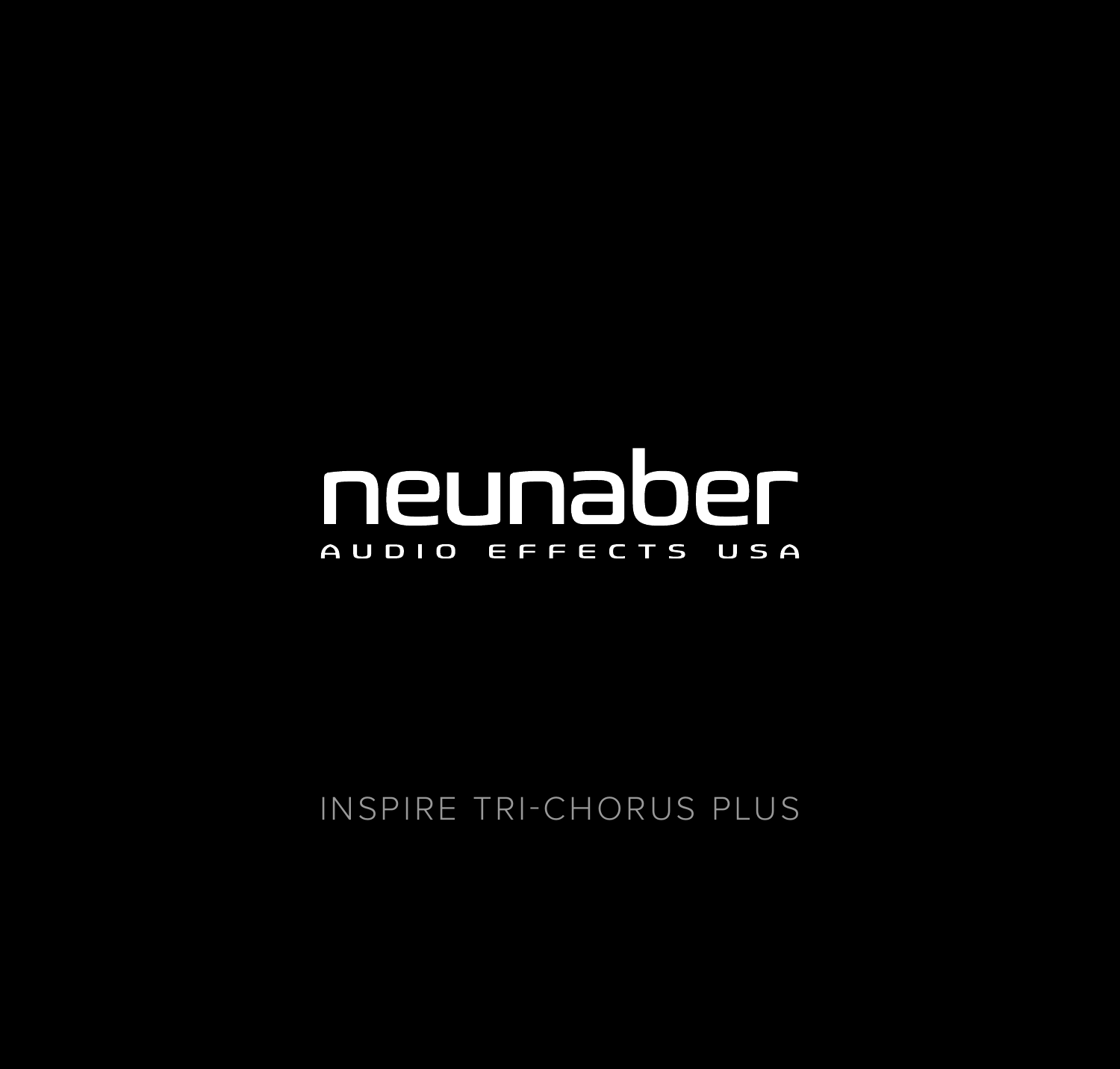# neunaber

AUDIO EFFECTS USA

INSPIRE TRI-CHORUS PLUS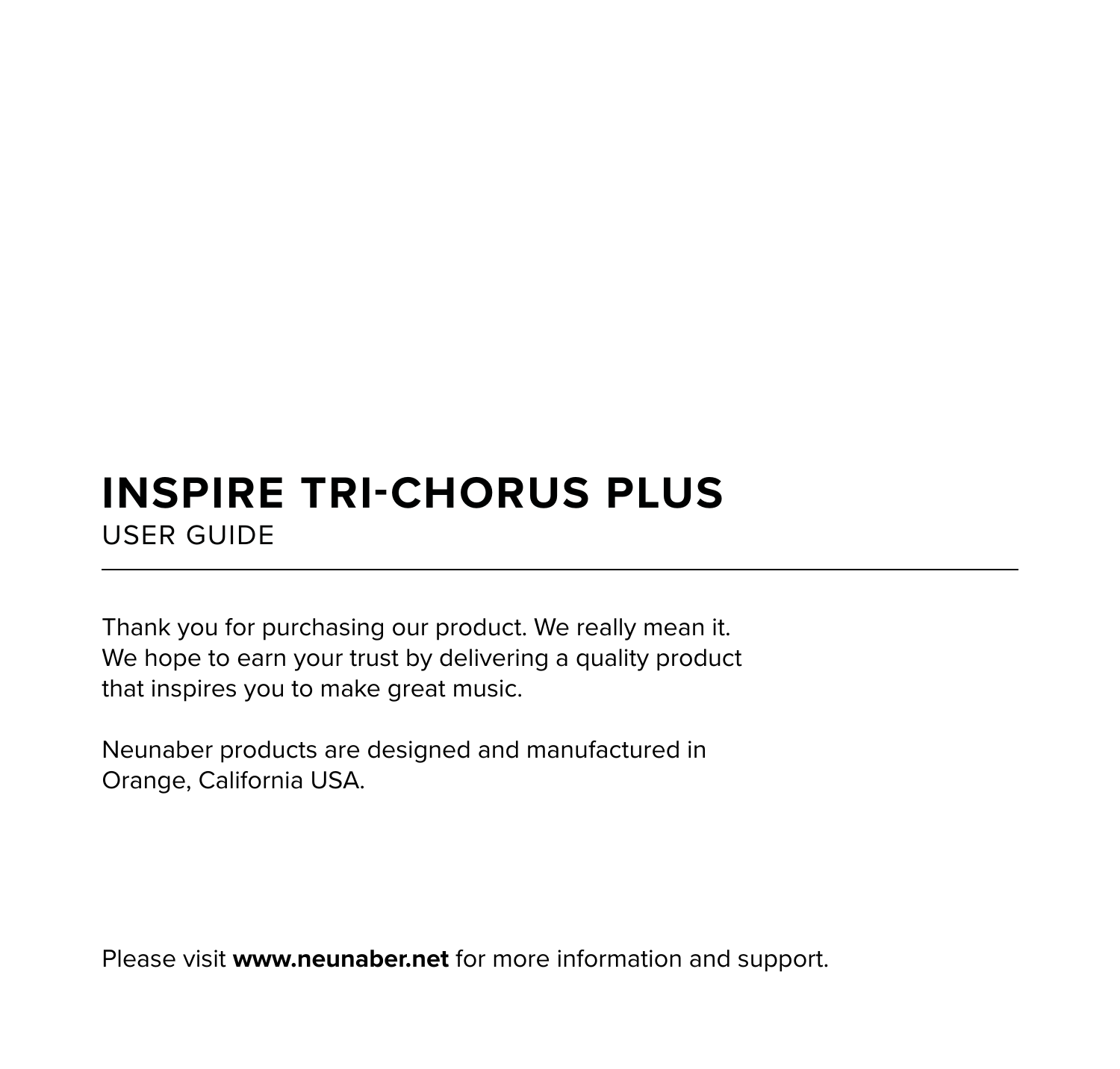# INSPIRE TRI-CHORUS PLUS

USER GUIDE

---

Thank you for purchasing our product. We really mean it. We hope to earn your trust by delivering a quality product that inspires you to make great music.

Neunaber products are designed and manufactured in Orange, California USA.

Please visit **www.neunaber.net** for more information and support.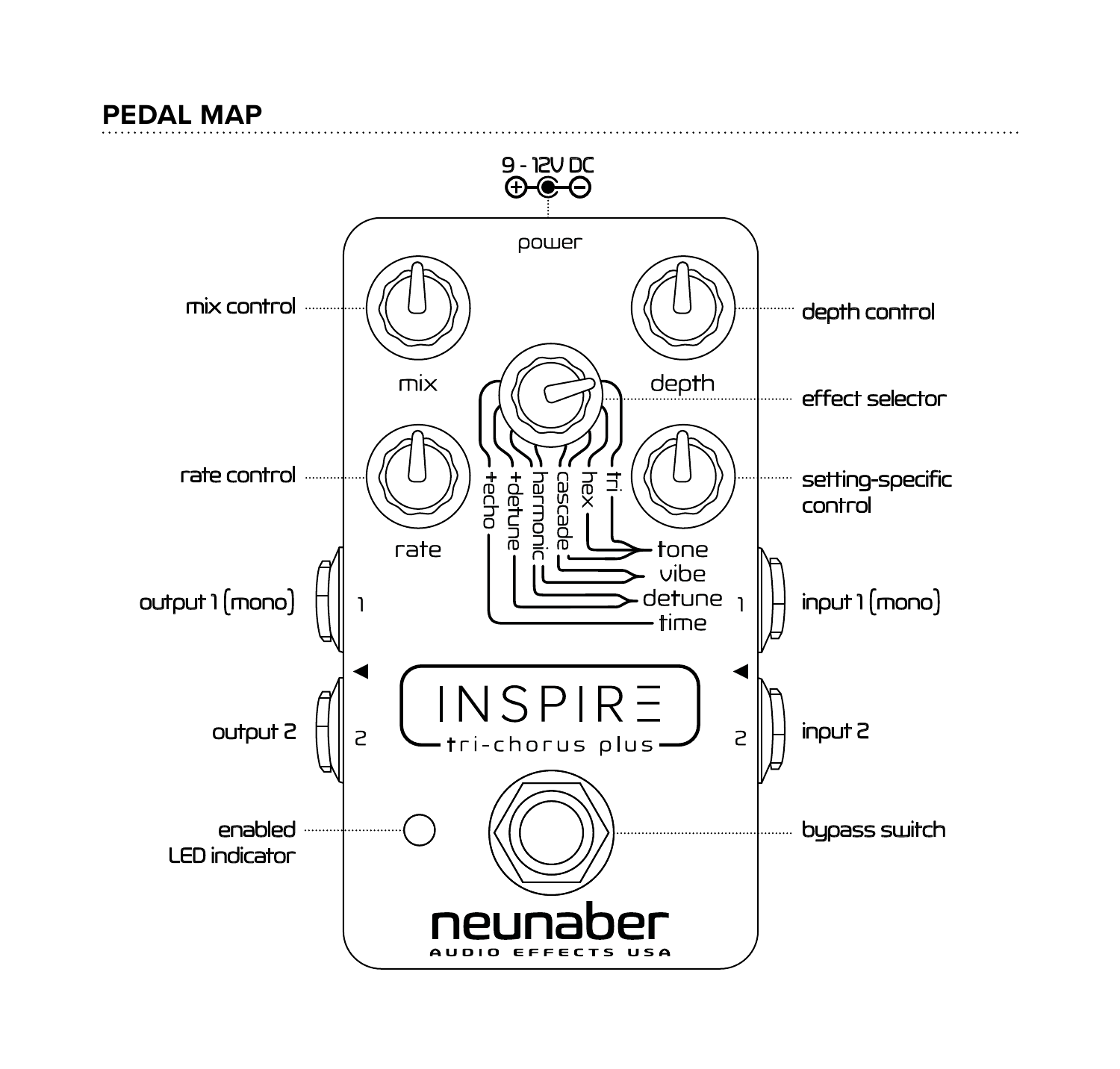## PEDAL MAP

9 - 12V DC

power

mix control

depth control

effect selector

rate control

setting-specific control

output 1 (mono)

input 1 (mono)

output 2

input 2

enabled LED indicator

bypass switch

mix

depth

rate

+echo

+detune

harmonic

cascade

hex

tri

tone

vibe

detune

time

1

2

INSPIRE

tri-chorus plus

neunaber

AUDIO EFFECTS USA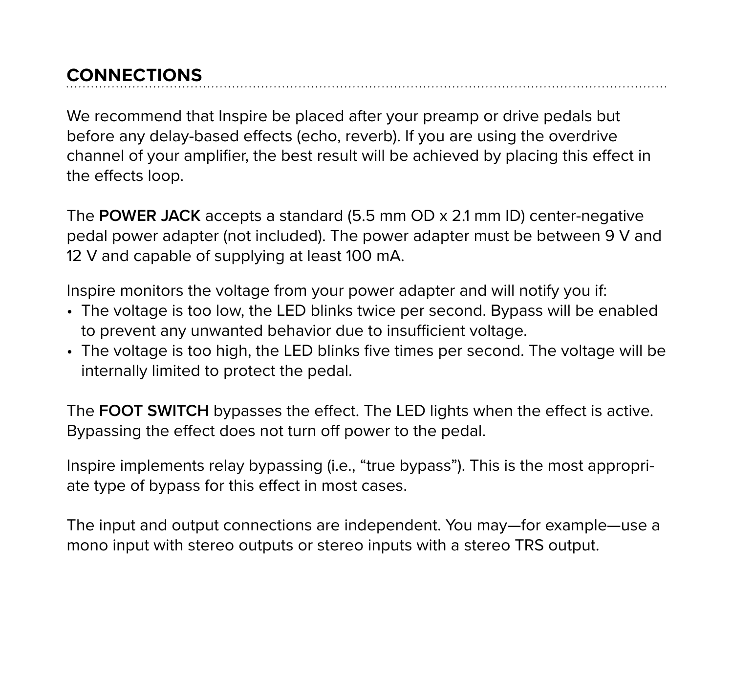## CONNECTIONS

We recommend that Inspire be placed after your preamp or drive pedals but before any delay-based effects (echo, reverb). If you are using the overdrive channel of your amplifier, the best result will be achieved by placing this effect in the effects loop.

The **POWER JACK** accepts a standard (5.5 mm OD x 2.1 mm ID) center-negative pedal power adapter (not included). The power adapter must be between 9 V and 12 V and capable of supplying at least 100 mA.

Inspire monitors the voltage from your power adapter and will notify you if:

- The voltage is too low, the LED blinks twice per second. Bypass will be enabled to prevent any unwanted behavior due to insufficient voltage.
- The voltage is too high, the LED blinks five times per second. The voltage will be internally limited to protect the pedal.

The **FOOT SWITCH** bypasses the effect. The LED lights when the effect is active. Bypassing the effect does not turn off power to the pedal.

Inspire implements relay bypassing (i.e., "true bypass"). This is the most appropriate type of bypass for this effect in most cases.

The input and output connections are independent. You may—for example—use a mono input with stereo outputs or stereo inputs with a stereo TRS output.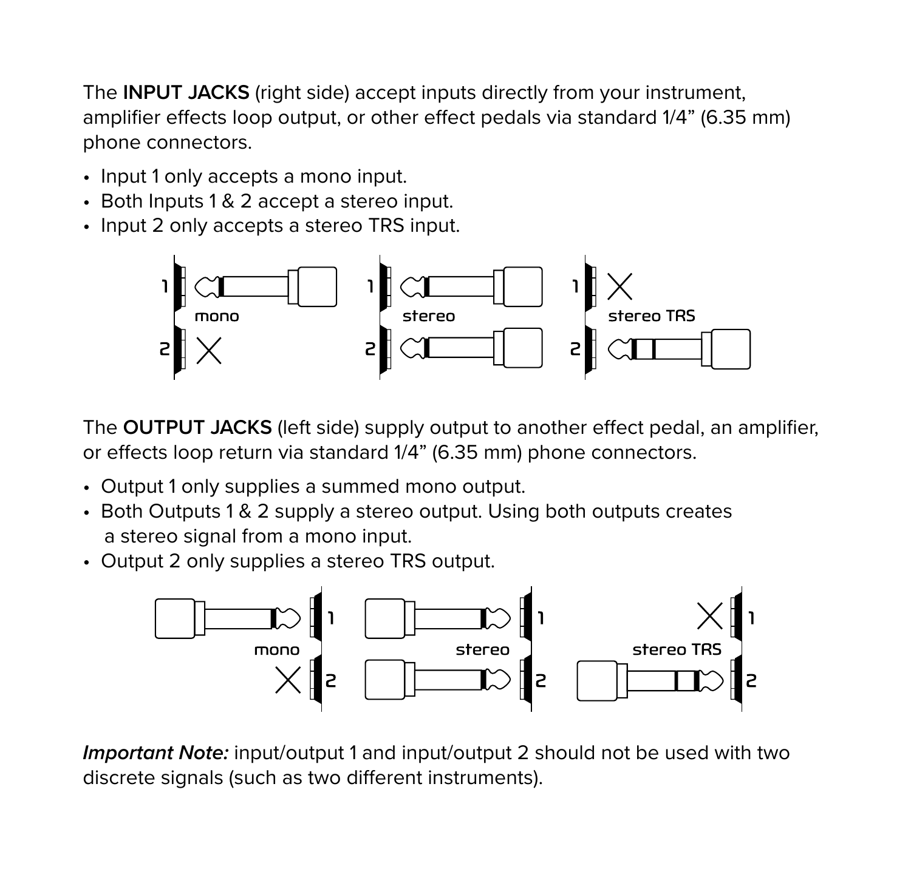The **INPUT JACKS** (right side) accept inputs directly from your instrument, amplifier effects loop output, or other effect pedals via standard 1/4" (6.35 mm) phone connectors.

- Input 1 only accepts a mono input.
- Both Inputs 1 & 2 accept a stereo input.
- Input 2 only accepts a stereo TRS input.

1 mono 2 | 1 stereo 2 | 1 stereo TRS 2

The **OUTPUT JACKS** (left side) supply output to another effect pedal, an amplifier, or effects loop return via standard 1/4" (6.35 mm) phone connectors.

- Output 1 only supplies a summed mono output.
- Both Outputs 1 & 2 supply a stereo output. Using both outputs creates a stereo signal from a mono input.
- Output 2 only supplies a stereo TRS output.

mono 1 2 | stereo 1 2 | stereo TRS 1 2

***Important Note:*** input/output 1 and input/output 2 should not be used with two discrete signals (such as two different instruments).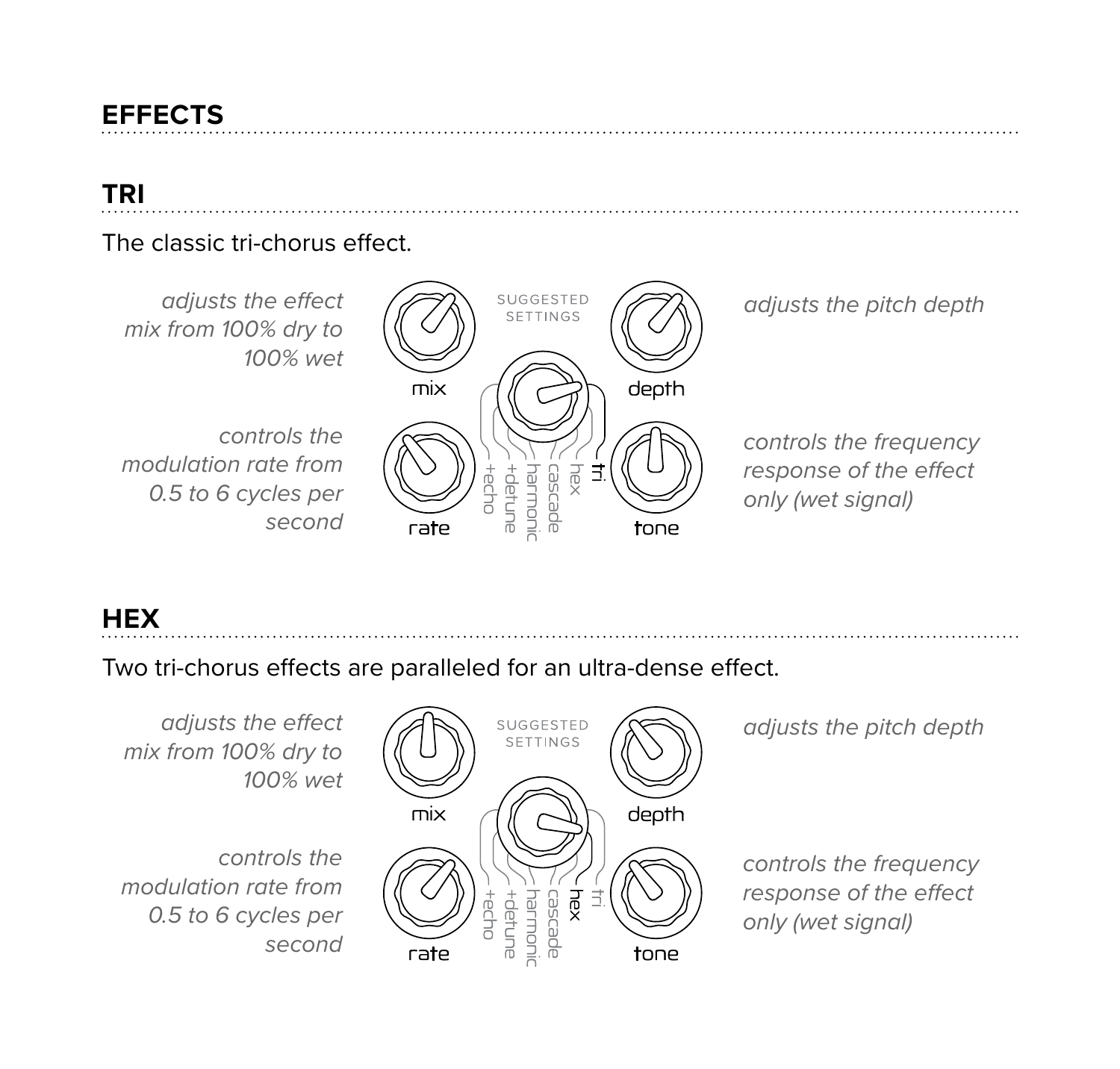# EFFECTS

## TRI

The classic tri-chorus effect.

*adjusts the effect mix from 100% dry to 100% wet*

*controls the modulation rate from 0.5 to 6 cycles per second*

SUGGESTED SETTINGS

mix

depth

rate

tone

+echo +detune harmonic cascade hex tri

*adjusts the pitch depth*

*controls the frequency response of the effect only (wet signal)*

## HEX

Two tri-chorus effects are paralleled for an ultra-dense effect.

*adjusts the effect mix from 100% dry to 100% wet*

*controls the modulation rate from 0.5 to 6 cycles per second*

SUGGESTED SETTINGS

mix

depth

rate

tone

+echo +detune harmonic cascade hex tri

*adjusts the pitch depth*

*controls the frequency response of the effect only (wet signal)*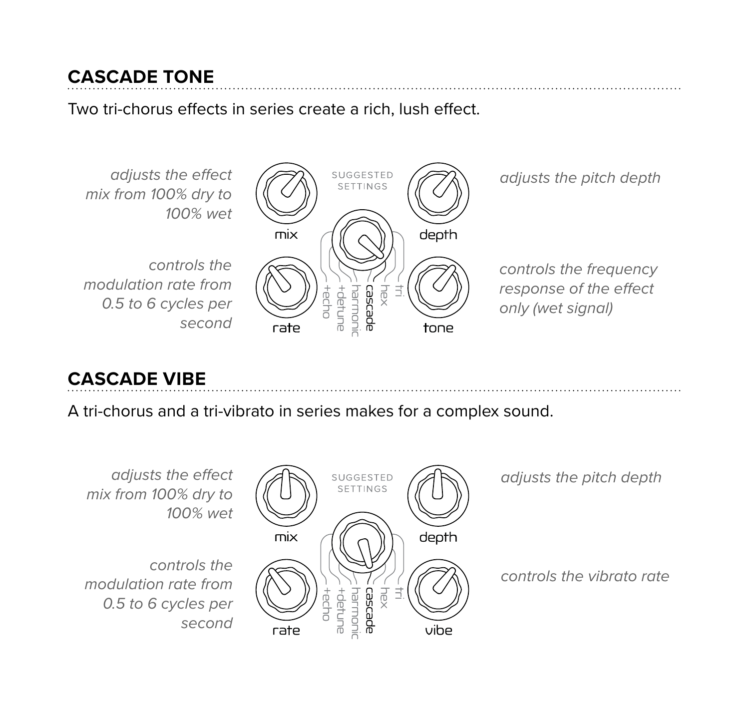## CASCADE TONE

Two tri-chorus effects in series create a rich, lush effect.

*adjusts the effect mix from 100% dry to 100% wet*

mix

SUGGESTED SETTINGS

depth

*adjusts the pitch depth*

*controls the modulation rate from 0.5 to 6 cycles per second*

rate

+echo +detune harmonic cascade hex tri

tone

*controls the frequency response of the effect only (wet signal)*

## CASCADE VIBE

A tri-chorus and a tri-vibrato in series makes for a complex sound.

*adjusts the effect mix from 100% dry to 100% wet*

mix

SUGGESTED SETTINGS

depth

*adjusts the pitch depth*

*controls the modulation rate from 0.5 to 6 cycles per second*

rate

+echo +detune harmonic cascade hex tri

vibe

*controls the vibrato rate*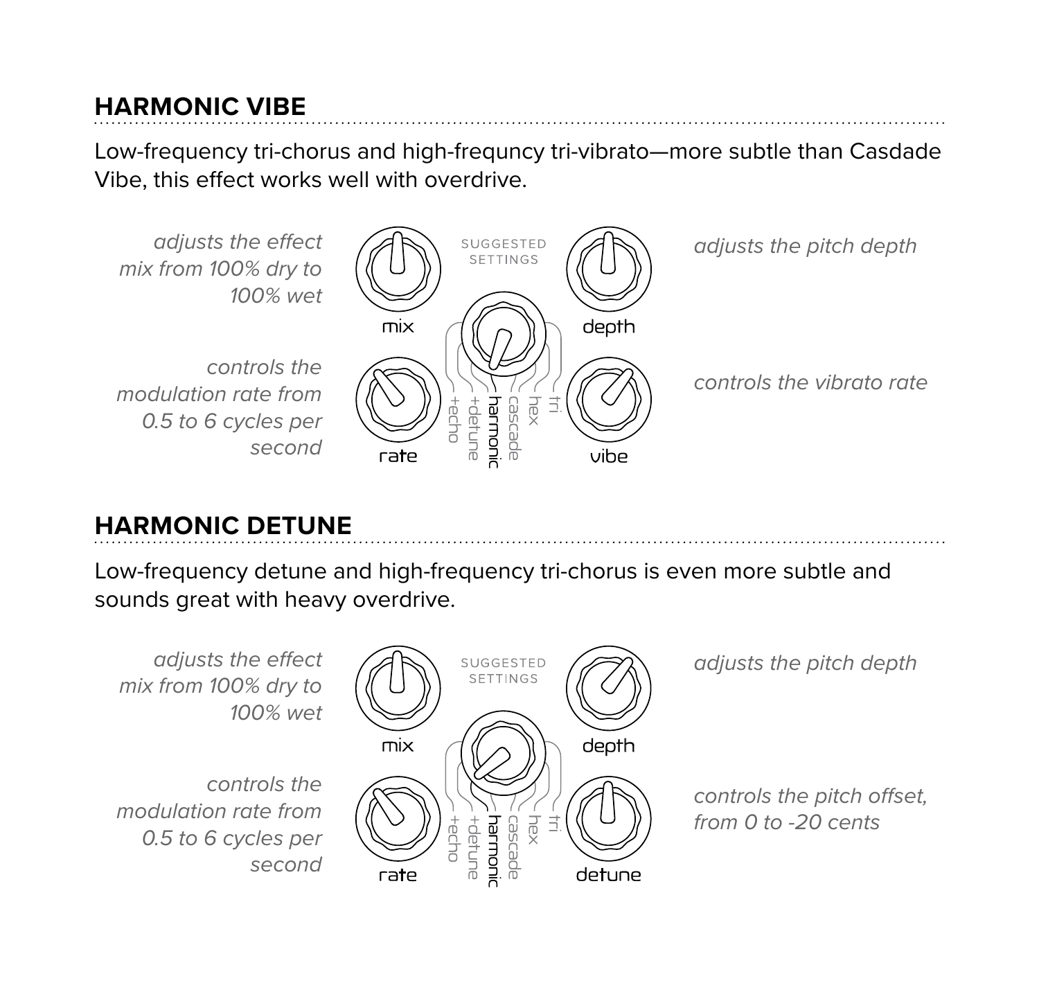## HARMONIC VIBE

Low-frequency tri-chorus and high-frequncy tri-vibrato—more subtle than Casdade Vibe, this effect works well with overdrive.

*adjusts the effect mix from 100% dry to 100% wet*

*controls the modulation rate from 0.5 to 6 cycles per second*

SUGGESTED SETTINGS

mix

depth

rate

vibe

+echo +detune harmonic cascade hex tri

*adjusts the pitch depth*

*controls the vibrato rate*

## HARMONIC DETUNE

Low-frequency detune and high-frequency tri-chorus is even more subtle and sounds great with heavy overdrive.

*adjusts the effect mix from 100% dry to 100% wet*

*controls the modulation rate from 0.5 to 6 cycles per second*

SUGGESTED SETTINGS

mix

depth

rate

detune

+echo +detune harmonic cascade hex tri

*adjusts the pitch depth*

*controls the pitch offset, from 0 to -20 cents*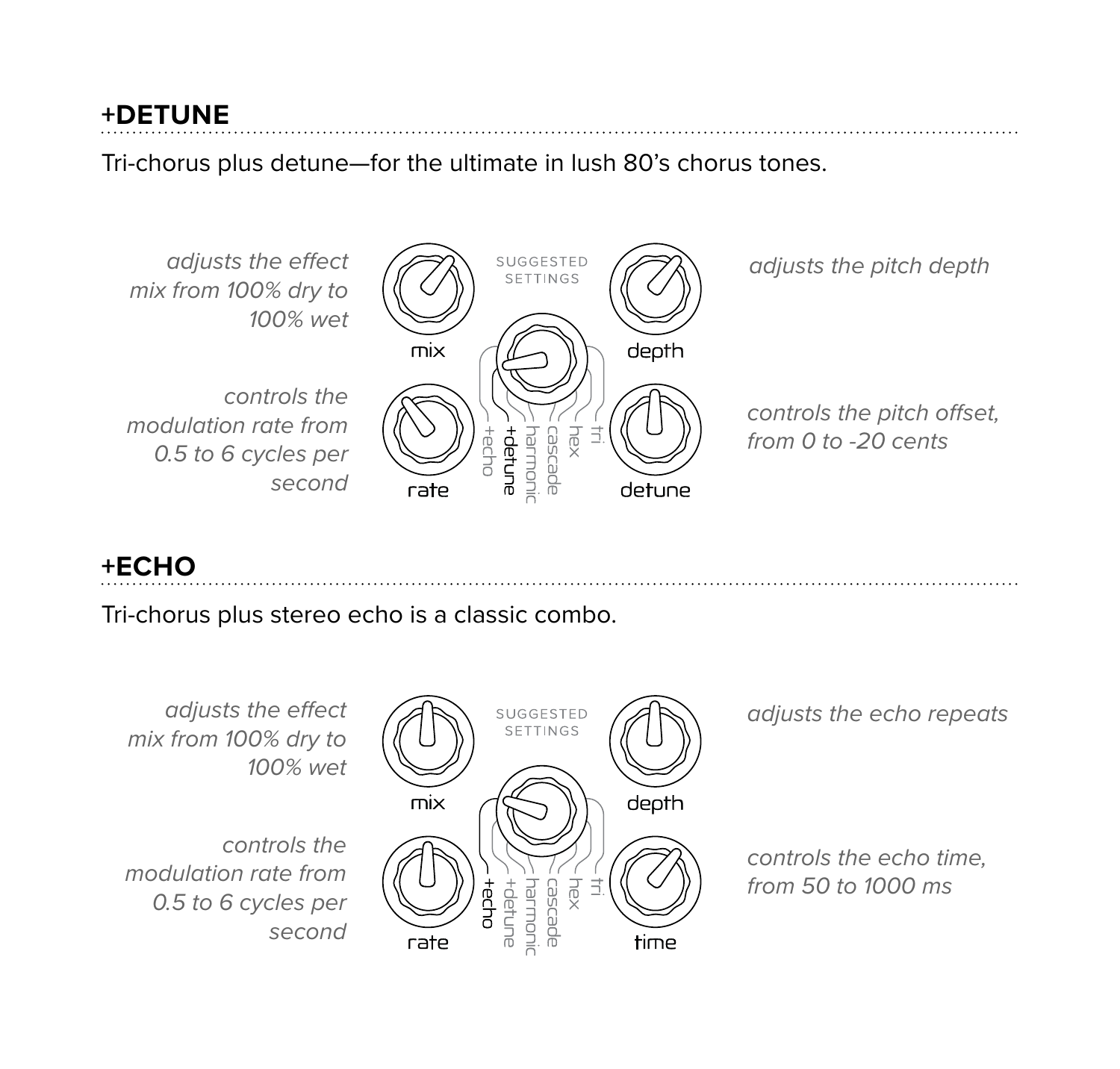## +DETUNE

Tri-chorus plus detune—for the ultimate in lush 80's chorus tones.

*adjusts the effect mix from 100% dry to 100% wet*

SUGGESTED SETTINGS

mix

depth

rate

detune

+echo +detune harmonic cascade hex tri

*adjusts the pitch depth*

*controls the modulation rate from 0.5 to 6 cycles per second*

*controls the pitch offset, from 0 to -20 cents*

## +ECHO

Tri-chorus plus stereo echo is a classic combo.

*adjusts the effect mix from 100% dry to 100% wet*

SUGGESTED SETTINGS

mix

depth

rate

time

+echo +detune harmonic cascade hex tri

*adjusts the echo repeats*

*controls the modulation rate from 0.5 to 6 cycles per second*

*controls the echo time, from 50 to 1000 ms*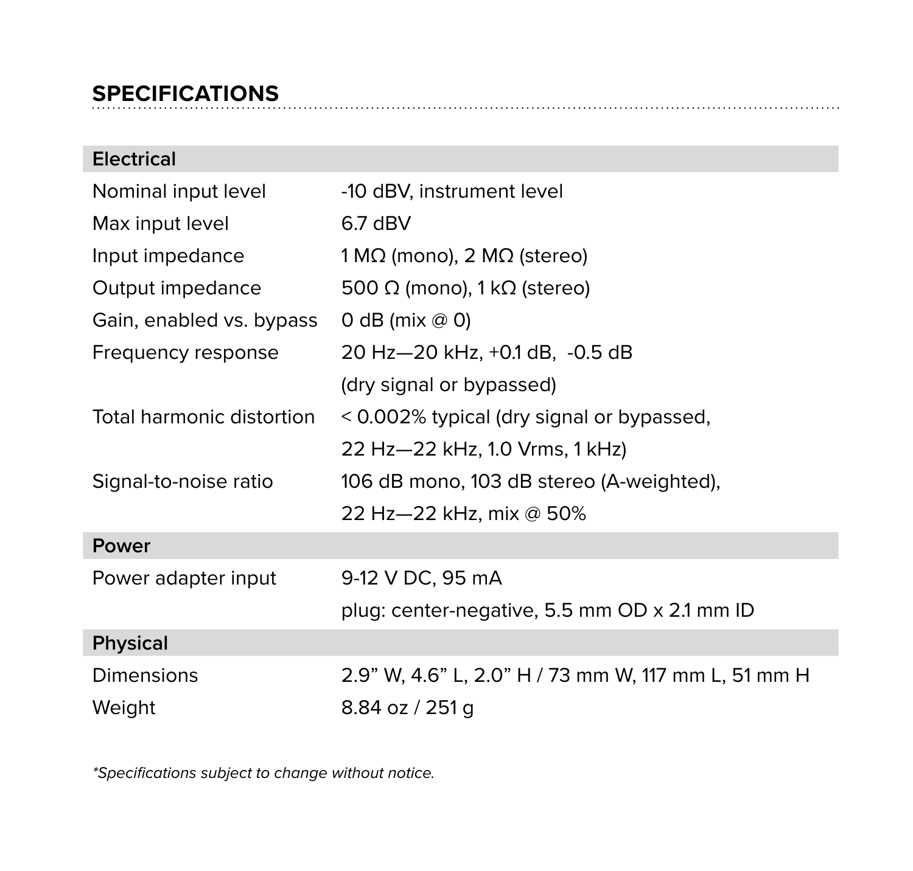## SPECIFICATIONS

| Electrical | |
|---|---|
| Nominal input level | -10 dBV, instrument level |
| Max input level | 6.7 dBV |
| Input impedance | 1 MΩ (mono), 2 MΩ (stereo) |
| Output impedance | 500 Ω (mono), 1 kΩ (stereo) |
| Gain, enabled vs. bypass | 0 dB (mix @ 0) |
| Frequency response | 20 Hz—20 kHz, +0.1 dB, -0.5 dB (dry signal or bypassed) |
| Total harmonic distortion | < 0.002% typical (dry signal or bypassed, 22 Hz—22 kHz, 1.0 Vrms, 1 kHz) |
| Signal-to-noise ratio | 106 dB mono, 103 dB stereo (A-weighted), 22 Hz—22 kHz, mix @ 50% |
| **Power** | |
| Power adapter input | 9-12 V DC, 95 mA plug: center-negative, 5.5 mm OD x 2.1 mm ID |
| **Physical** | |
| Dimensions | 2.9” W, 4.6” L, 2.0” H / 73 mm W, 117 mm L, 51 mm H |
| Weight | 8.84 oz / 251 g |

*\*Specifications subject to change without notice.*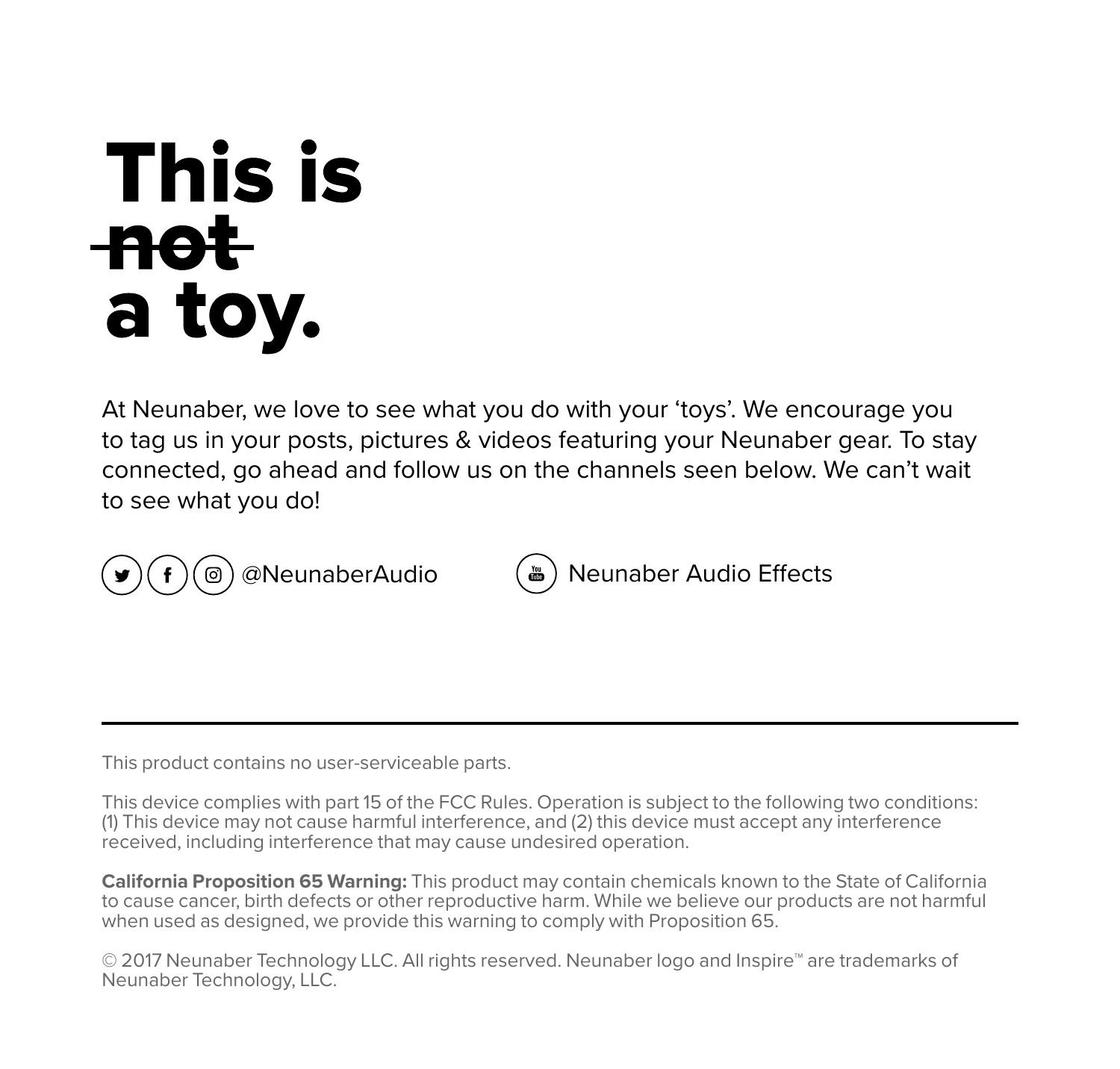# This is ~~not~~ a toy.

At Neunaber, we love to see what you do with your 'toys'. We encourage you to tag us in your posts, pictures & videos featuring your Neunaber gear. To stay connected, go ahead and follow us on the channels seen below. We can't wait to see what you do!

@NeunaberAudio

Neunaber Audio Effects

---

This product contains no user-serviceable parts.

This device complies with part 15 of the FCC Rules. Operation is subject to the following two conditions: (1) This device may not cause harmful interference, and (2) this device must accept any interference received, including interference that may cause undesired operation.

**California Proposition 65 Warning:** This product may contain chemicals known to the State of California to cause cancer, birth defects or other reproductive harm. While we believe our products are not harmful when used as designed, we provide this warning to comply with Proposition 65.

© 2017 Neunaber Technology LLC. All rights reserved. Neunaber logo and Inspire™ are trademarks of Neunaber Technology, LLC.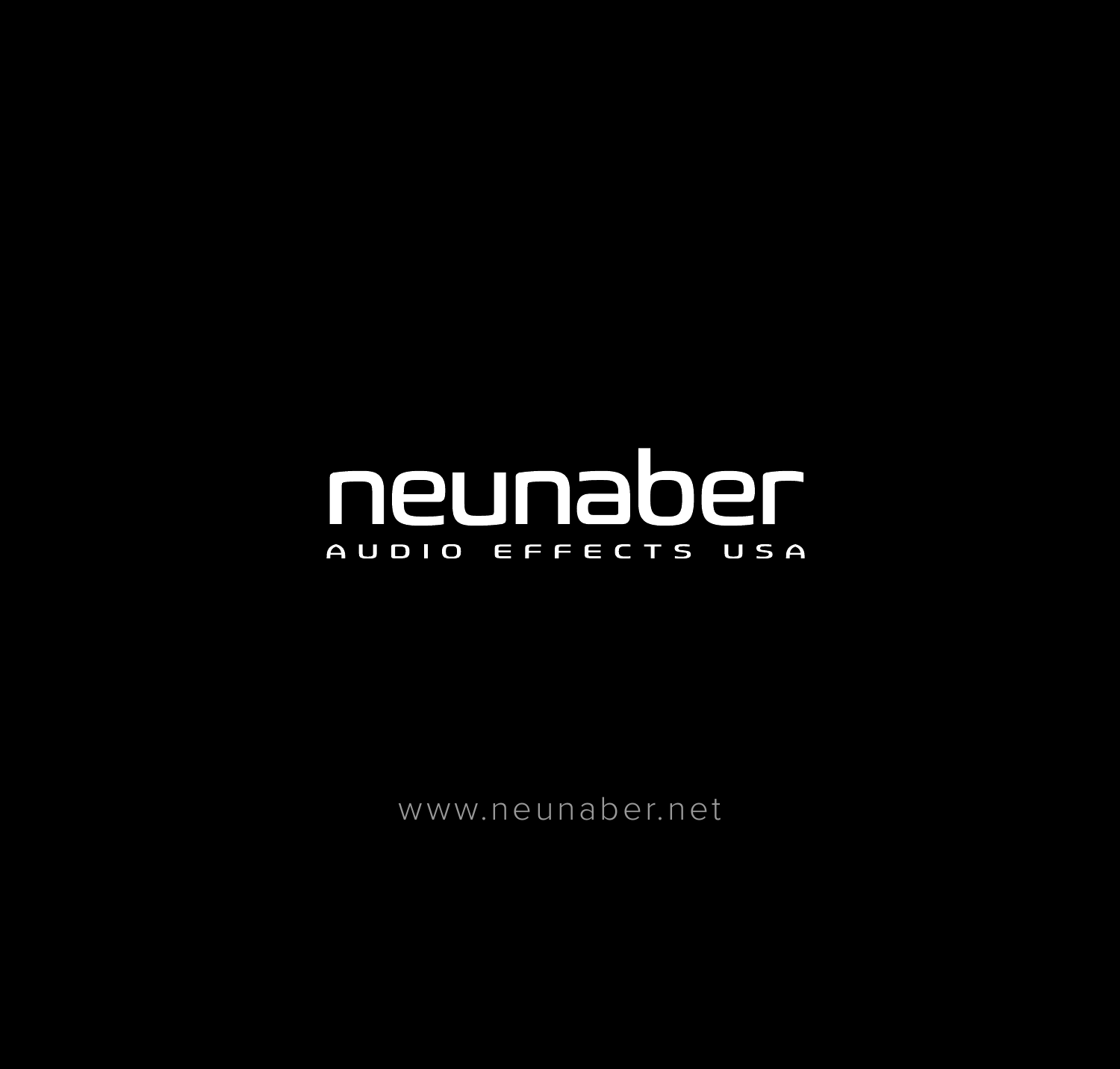neunaber

AUDIO EFFECTS USA

www.neunaber.net